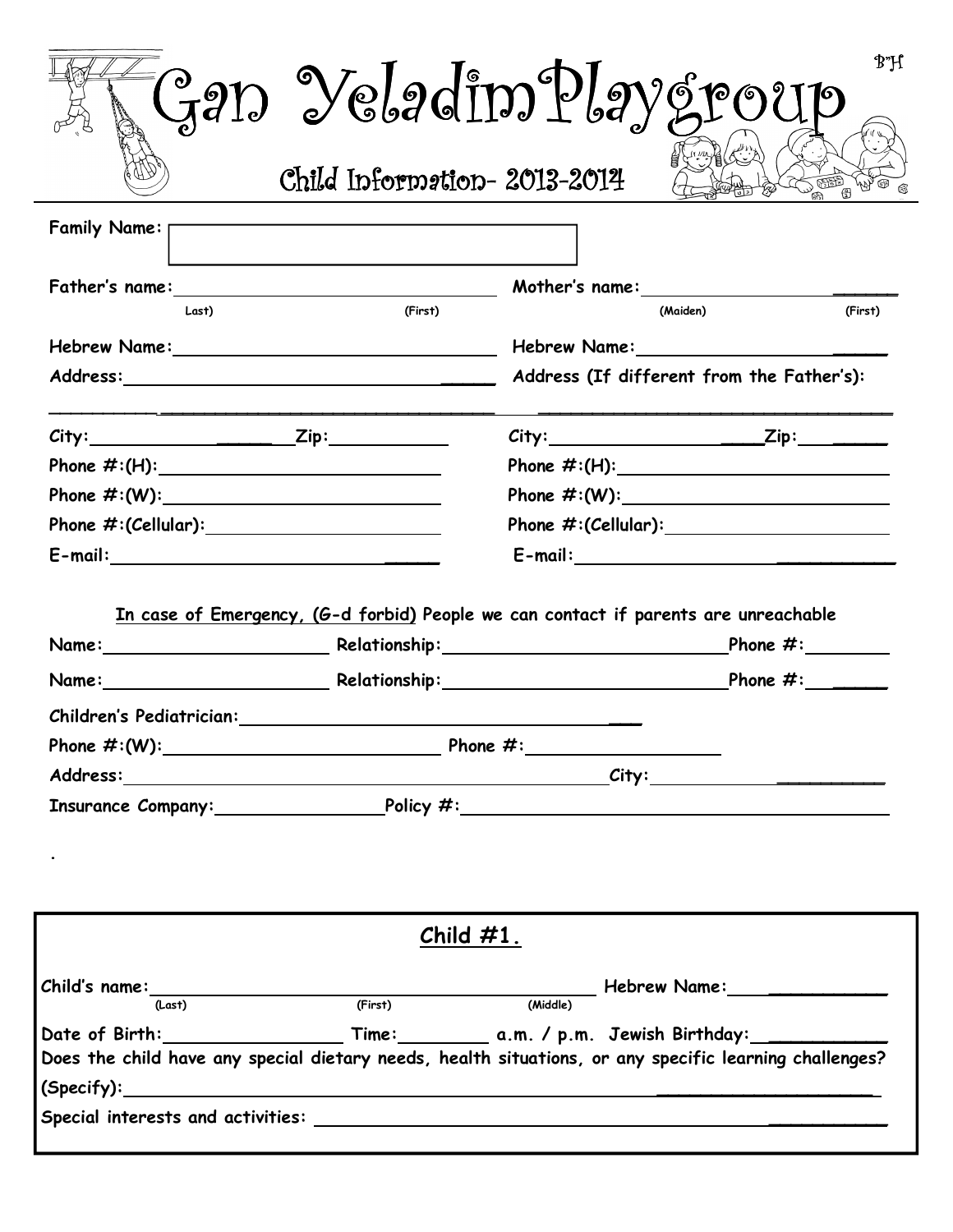B"H

# Gan Yeladim Playgroup

## Child Information- 2013-2014

**Family Name:** ______________________________

**Father's name:** ______________________________
Last) (First)

**Hebrew Name:** ______________________________

**Address:** ______________________________

______________________________

**City:** ____________ **Zip:** ____________

**Phone #:(H):** ______________________________

**Phone #:(W):** ______________________________

**Phone #:(Cellular):** ______________________________

**E-mail:** ______________________________

**Mother's name:** ______________________________
(Maiden) (First)

**Hebrew Name:** ______________________________

**Address (If different from the Father's):**

______________________________

**City:** ____________ **Zip:** ____________

**Phone #:(H):** ______________________________

**Phone #:(W):** ______________________________

**Phone #:(Cellular):** ______________________________

**E-mail:** ______________________________

**<u>In case of Emergency, (G-d forbid)</u> People we can contact if parents are unreachable**

**Name:** ____________ **Relationship:** ____________ **Phone #:** ____________

**Name:** ____________ **Relationship:** ____________ **Phone #:** ____________

**Children's Pediatrician:** ______________________________

**Phone #:(W):** ____________ **Phone #:** ____________

**Address:** ______________________________ **City:** ____________

**Insurance Company:** ____________ **Policy #:** ______________________________

.

## <u>Child #1.</u>

**Child's name:** ______________________________ **Hebrew Name:** ____________
(Last) (First) (Middle)

**Date of Birth:** ____________ **Time:** ________ **a.m. / p.m. Jewish Birthday:** ____________

**Does the child have any special dietary needs, health situations, or any specific learning challenges?**

**(Specify):** ______________________________

**Special interests and activities:** ______________________________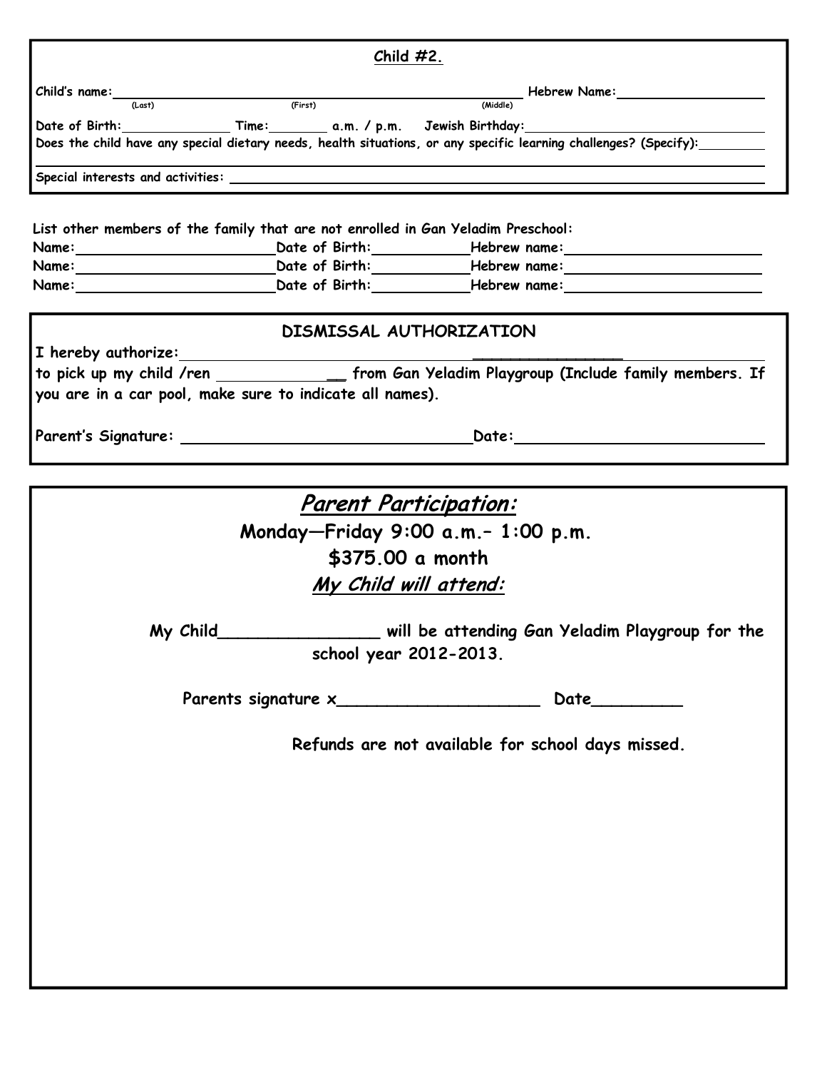## Child #2.

Child's name: ______________________________________________ Hebrew Name: __________________
(Last) (First) (Middle)

Date of Birth: ______________ Time: ________ a.m. / p.m. Jewish Birthday: ______________________________

Does the child have any special dietary needs, health situations, or any specific learning challenges? (Specify): ________

__________________________________________________________________________________________

Special interests and activities: ___________________________________________________________________

List other members of the family that are not enrolled in Gan Yeladim Preschool:

Name: ________________________ Date of Birth: ___________ Hebrew name: _______________________

Name: ________________________ Date of Birth: ___________ Hebrew name: _______________________

Name: ________________________ Date of Birth: ___________ Hebrew name: _______________________

### DISMISSAL AUTHORIZATION

I hereby authorize: ______________________________________________________________________

to pick up my child /ren ______________ from Gan Yeladim Playgroup (Include family members. If you are in a car pool, make sure to indicate all names).

Parent's Signature: ________________________________ Date: ____________________________

## *Parent Participation:*

**Monday—Friday 9:00 a.m.– 1:00 p.m.**

**$375.00 a month**

***My Child will attend:***

My Child________________ will be attending Gan Yeladim Playgroup for the school year 2012-2013.

Parents signature x____________________ Date_________

Refunds are not available for school days missed.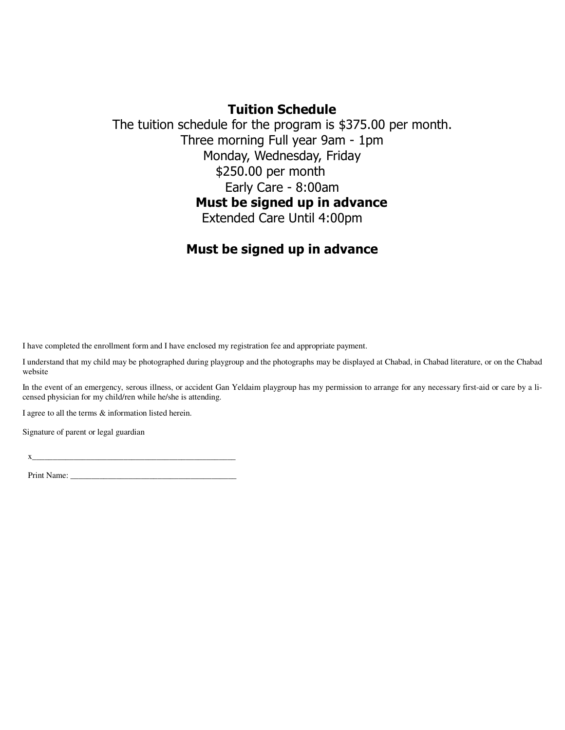## Tuition Schedule

The tuition schedule for the program is $375.00 per month.

Three morning Full year 9am - 1pm

Monday, Wednesday, Friday

$250.00 per month

Early Care - 8:00am

**Must be signed up in advance**

Extended Care Until 4:00pm

**Must be signed up in advance**

I have completed the enrollment form and I have enclosed my registration fee and appropriate payment.

I understand that my child may be photographed during playgroup and the photographs may be displayed at Chabad, in Chabad literature, or on the Chabad website

In the event of an emergency, serous illness, or accident Gan Yeldaim playgroup has my permission to arrange for any necessary first-aid or care by a licensed physician for my child/ren while he/she is attending.

I agree to all the terms & information listed herein.

Signature of parent or legal guardian

x__________________________________________________

Print Name: ________________________________________